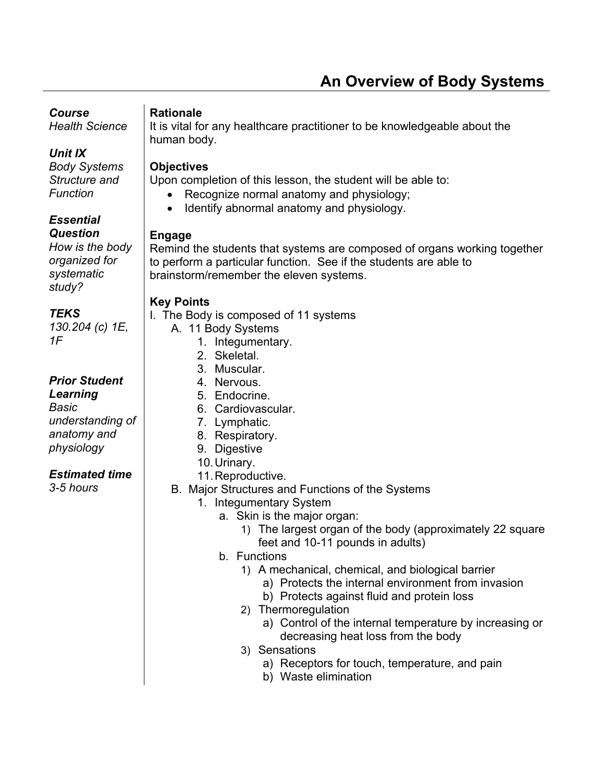# An Overview of Body Systems

***Course***
*Health Science*

***Unit IX***
*Body Systems Structure and Function*

***Essential Question***
*How is the body organized for systematic study?*

***TEKS***
*130.204 (c) 1E, 1F*

***Prior Student Learning***
*Basic understanding of anatomy and physiology*

***Estimated time***
*3-5 hours*

**Rationale**
It is vital for any healthcare practitioner to be knowledgeable about the human body.

**Objectives**
Upon completion of this lesson, the student will be able to:

- Recognize normal anatomy and physiology;
- Identify abnormal anatomy and physiology.

**Engage**
Remind the students that systems are composed of organs working together to perform a particular function. See if the students are able to brainstorm/remember the eleven systems.

**Key Points**

I. The Body is composed of 11 systems
  A. 11 Body Systems
    1. Integumentary.
    2. Skeletal.
    3. Muscular.
    4. Nervous.
    5. Endocrine.
    6. Cardiovascular.
    7. Lymphatic.
    8. Respiratory.
    9. Digestive
    10. Urinary.
    11. Reproductive.
  B. Major Structures and Functions of the Systems
    1. Integumentary System
      a. Skin is the major organ:
        1) The largest organ of the body (approximately 22 square feet and 10-11 pounds in adults)
      b. Functions
        1) A mechanical, chemical, and biological barrier
          a) Protects the internal environment from invasion
          b) Protects against fluid and protein loss
        2) Thermoregulation
          a) Control of the internal temperature by increasing or decreasing heat loss from the body
        3) Sensations
          a) Receptors for touch, temperature, and pain
          b) Waste elimination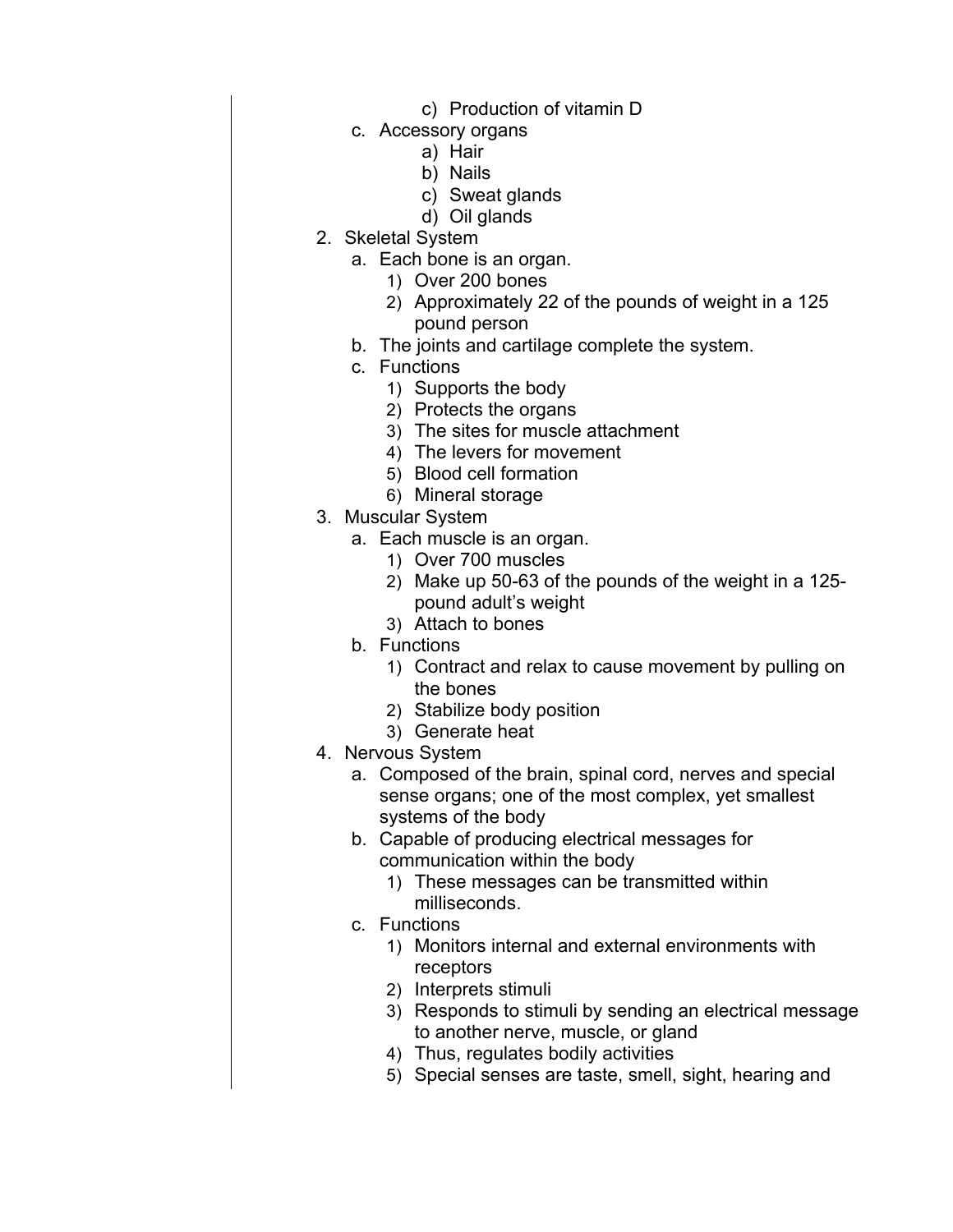c) Production of vitamin D
    c. Accessory organs
        a) Hair
        b) Nails
        c) Sweat glands
        d) Oil glands

2. Skeletal System
    a. Each bone is an organ.
        1) Over 200 bones
        2) Approximately 22 of the pounds of weight in a 125 pound person
    b. The joints and cartilage complete the system.
    c. Functions
        1) Supports the body
        2) Protects the organs
        3) The sites for muscle attachment
        4) The levers for movement
        5) Blood cell formation
        6) Mineral storage

3. Muscular System
    a. Each muscle is an organ.
        1) Over 700 muscles
        2) Make up 50-63 of the pounds of the weight in a 125-pound adult's weight
        3) Attach to bones
    b. Functions
        1) Contract and relax to cause movement by pulling on the bones
        2) Stabilize body position
        3) Generate heat

4. Nervous System
    a. Composed of the brain, spinal cord, nerves and special sense organs; one of the most complex, yet smallest systems of the body
    b. Capable of producing electrical messages for communication within the body
        1) These messages can be transmitted within milliseconds.
    c. Functions
        1) Monitors internal and external environments with receptors
        2) Interprets stimuli
        3) Responds to stimuli by sending an electrical message to another nerve, muscle, or gland
        4) Thus, regulates bodily activities
        5) Special senses are taste, smell, sight, hearing and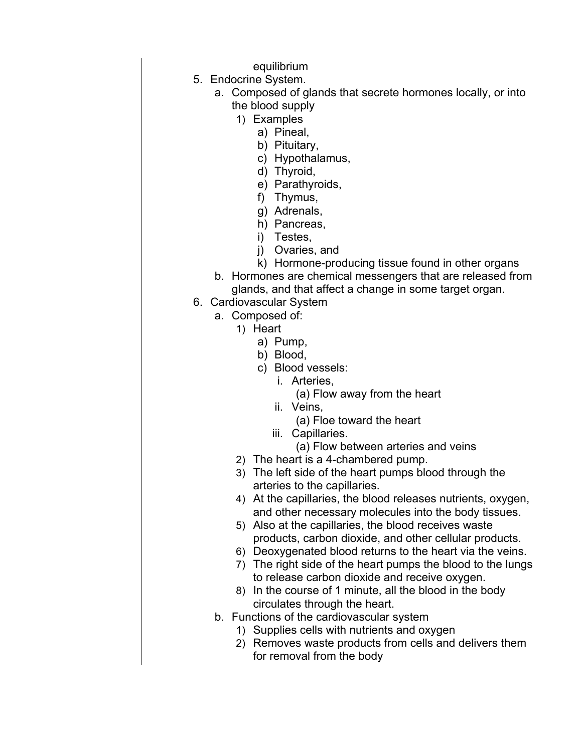equilibrium

5. Endocrine System.
    a. Composed of glands that secrete hormones locally, or into the blood supply
        1) Examples
            a) Pineal,
            b) Pituitary,
            c) Hypothalamus,
            d) Thyroid,
            e) Parathyroids,
            f) Thymus,
            g) Adrenals,
            h) Pancreas,
            i) Testes,
            j) Ovaries, and
            k) Hormone-producing tissue found in other organs
    b. Hormones are chemical messengers that are released from glands, and that affect a change in some target organ.
6. Cardiovascular System
    a. Composed of:
        1) Heart
            a) Pump,
            b) Blood,
            c) Blood vessels:
                i. Arteries,
                    (a) Flow away from the heart
                ii. Veins,
                    (a) Floe toward the heart
                iii. Capillaries.
                    (a) Flow between arteries and veins
        2) The heart is a 4-chambered pump.
        3) The left side of the heart pumps blood through the arteries to the capillaries.
        4) At the capillaries, the blood releases nutrients, oxygen, and other necessary molecules into the body tissues.
        5) Also at the capillaries, the blood receives waste products, carbon dioxide, and other cellular products.
        6) Deoxygenated blood returns to the heart via the veins.
        7) The right side of the heart pumps the blood to the lungs to release carbon dioxide and receive oxygen.
        8) In the course of 1 minute, all the blood in the body circulates through the heart.
    b. Functions of the cardiovascular system
        1) Supplies cells with nutrients and oxygen
        2) Removes waste products from cells and delivers them for removal from the body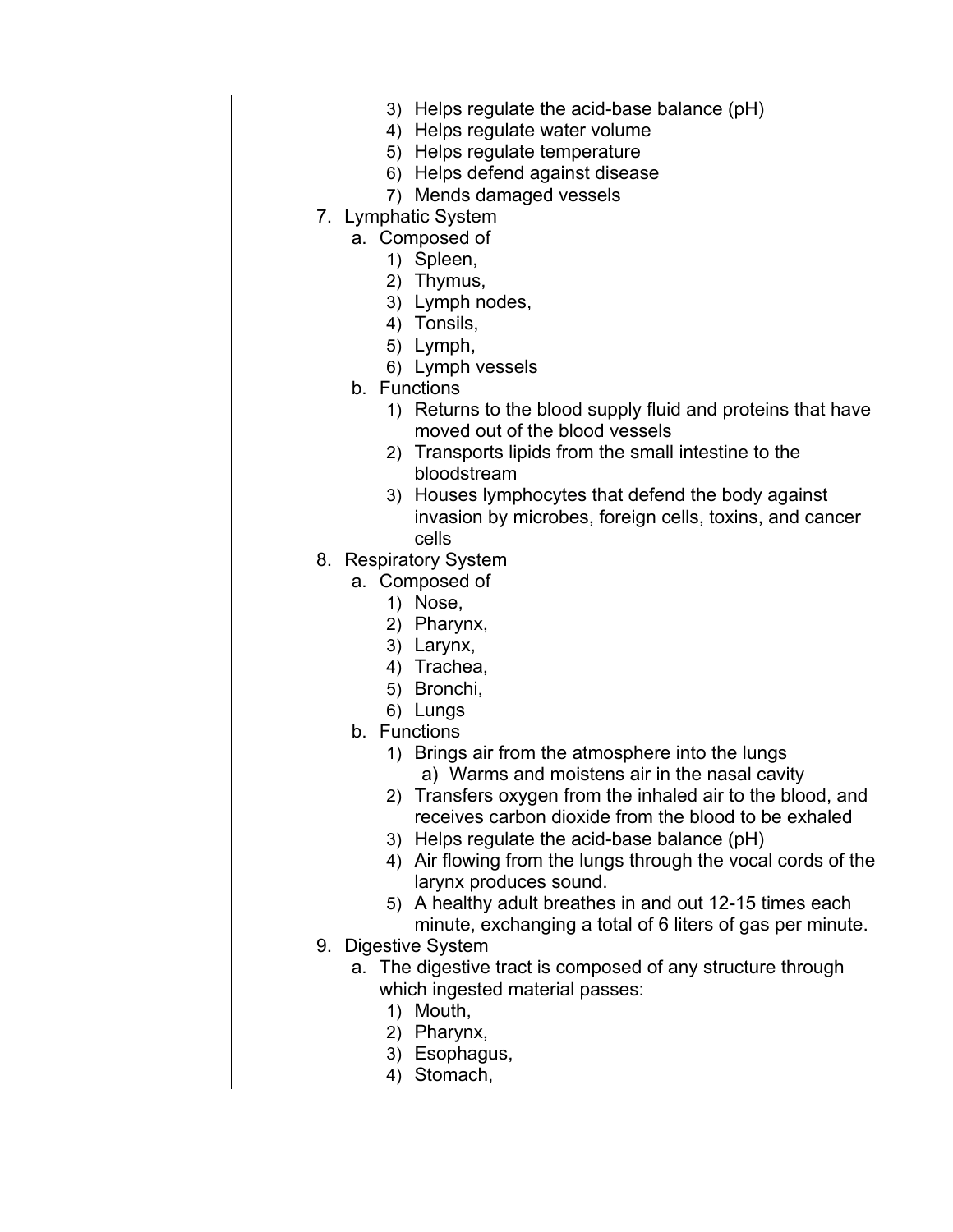3) Helps regulate the acid-base balance (pH)
4) Helps regulate water volume
5) Helps regulate temperature
6) Helps defend against disease
7) Mends damaged vessels

7. Lymphatic System
   a. Composed of
      1) Spleen,
      2) Thymus,
      3) Lymph nodes,
      4) Tonsils,
      5) Lymph,
      6) Lymph vessels
   b. Functions
      1) Returns to the blood supply fluid and proteins that have moved out of the blood vessels
      2) Transports lipids from the small intestine to the bloodstream
      3) Houses lymphocytes that defend the body against invasion by microbes, foreign cells, toxins, and cancer cells
8. Respiratory System
   a. Composed of
      1) Nose,
      2) Pharynx,
      3) Larynx,
      4) Trachea,
      5) Bronchi,
      6) Lungs
   b. Functions
      1) Brings air from the atmosphere into the lungs
         a) Warms and moistens air in the nasal cavity
      2) Transfers oxygen from the inhaled air to the blood, and receives carbon dioxide from the blood to be exhaled
      3) Helps regulate the acid-base balance (pH)
      4) Air flowing from the lungs through the vocal cords of the larynx produces sound.
      5) A healthy adult breathes in and out 12-15 times each minute, exchanging a total of 6 liters of gas per minute.
9. Digestive System
   a. The digestive tract is composed of any structure through which ingested material passes:
      1) Mouth,
      2) Pharynx,
      3) Esophagus,
      4) Stomach,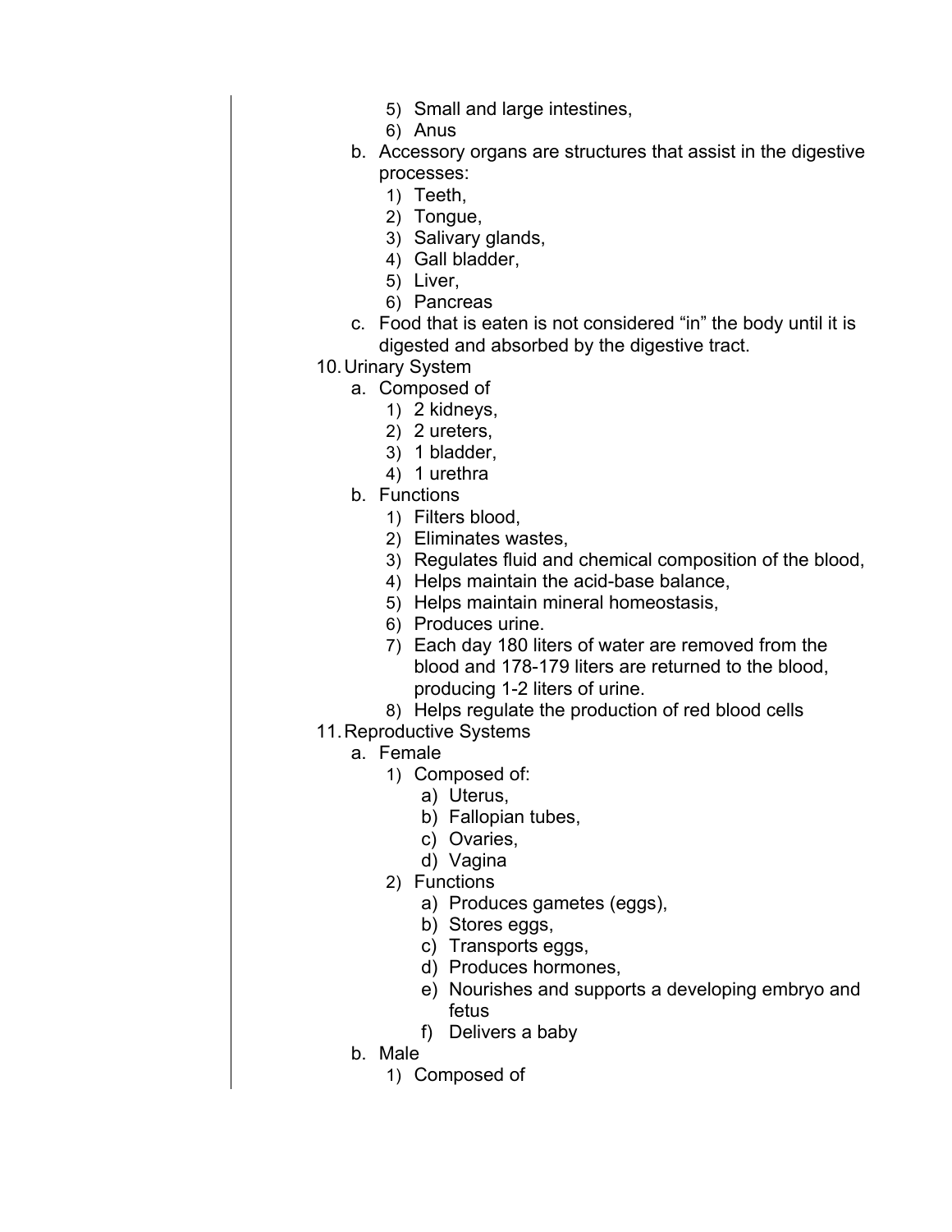5) Small and large intestines,
        6) Anus
    b. Accessory organs are structures that assist in the digestive processes:
        1) Teeth,
        2) Tongue,
        3) Salivary glands,
        4) Gall bladder,
        5) Liver,
        6) Pancreas
    c. Food that is eaten is not considered "in" the body until it is digested and absorbed by the digestive tract.

10. Urinary System
    a. Composed of
        1) 2 kidneys,
        2) 2 ureters,
        3) 1 bladder,
        4) 1 urethra
    b. Functions
        1) Filters blood,
        2) Eliminates wastes,
        3) Regulates fluid and chemical composition of the blood,
        4) Helps maintain the acid-base balance,
        5) Helps maintain mineral homeostasis,
        6) Produces urine.
        7) Each day 180 liters of water are removed from the blood and 178-179 liters are returned to the blood, producing 1-2 liters of urine.
        8) Helps regulate the production of red blood cells

11. Reproductive Systems
    a. Female
        1) Composed of:
            a) Uterus,
            b) Fallopian tubes,
            c) Ovaries,
            d) Vagina
        2) Functions
            a) Produces gametes (eggs),
            b) Stores eggs,
            c) Transports eggs,
            d) Produces hormones,
            e) Nourishes and supports a developing embryo and fetus
            f) Delivers a baby
    b. Male
        1) Composed of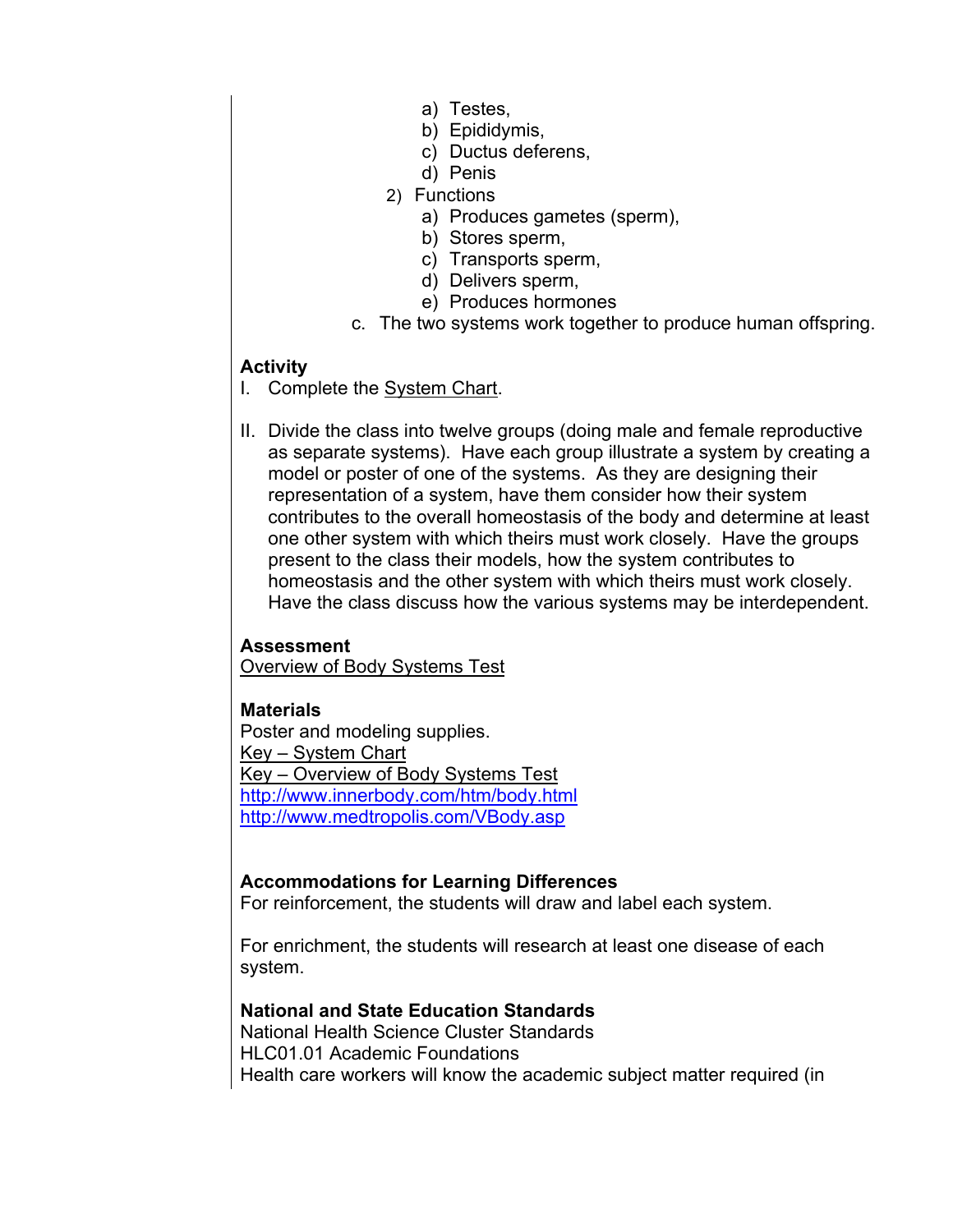a) Testes,
            b) Epididymis,
            c) Ductus deferens,
            d) Penis
         2) Functions
            a) Produces gametes (sperm),
            b) Stores sperm,
            c) Transports sperm,
            d) Delivers sperm,
            e) Produces hormones
      c. The two systems work together to produce human offspring.

**Activity**

I. Complete the System Chart.

II. Divide the class into twelve groups (doing male and female reproductive as separate systems). Have each group illustrate a system by creating a model or poster of one of the systems. As they are designing their representation of a system, have them consider how their system contributes to the overall homeostasis of the body and determine at least one other system with which theirs must work closely. Have the groups present to the class their models, how the system contributes to homeostasis and the other system with which theirs must work closely. Have the class discuss how the various systems may be interdependent.

**Assessment**

Overview of Body Systems Test

**Materials**

Poster and modeling supplies.
Key – System Chart
Key – Overview of Body Systems Test
http://www.innerbody.com/htm/body.html
http://www.medtropolis.com/VBody.asp

**Accommodations for Learning Differences**

For reinforcement, the students will draw and label each system.

For enrichment, the students will research at least one disease of each system.

**National and State Education Standards**

National Health Science Cluster Standards
HLC01.01 Academic Foundations
Health care workers will know the academic subject matter required (in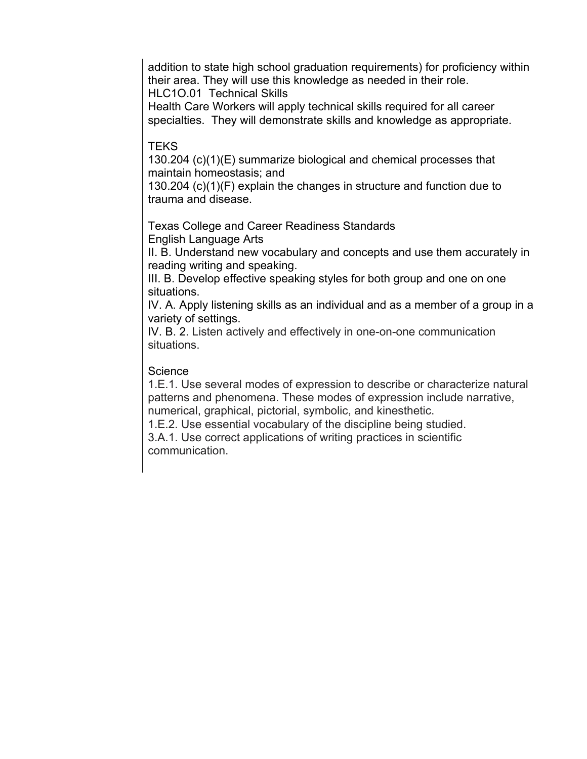addition to state high school graduation requirements) for proficiency within their area. They will use this knowledge as needed in their role.
HLC1O.01 Technical Skills
Health Care Workers will apply technical skills required for all career specialties. They will demonstrate skills and knowledge as appropriate.

TEKS
130.204 (c)(1)(E) summarize biological and chemical processes that maintain homeostasis; and
130.204 (c)(1)(F) explain the changes in structure and function due to trauma and disease.

Texas College and Career Readiness Standards
English Language Arts
II. B. Understand new vocabulary and concepts and use them accurately in reading writing and speaking.
III. B. Develop effective speaking styles for both group and one on one situations.
IV. A. Apply listening skills as an individual and as a member of a group in a variety of settings.
IV. B. 2. Listen actively and effectively in one-on-one communication situations.

Science
1.E.1. Use several modes of expression to describe or characterize natural patterns and phenomena. These modes of expression include narrative, numerical, graphical, pictorial, symbolic, and kinesthetic.
1.E.2. Use essential vocabulary of the discipline being studied.
3.A.1. Use correct applications of writing practices in scientific communication.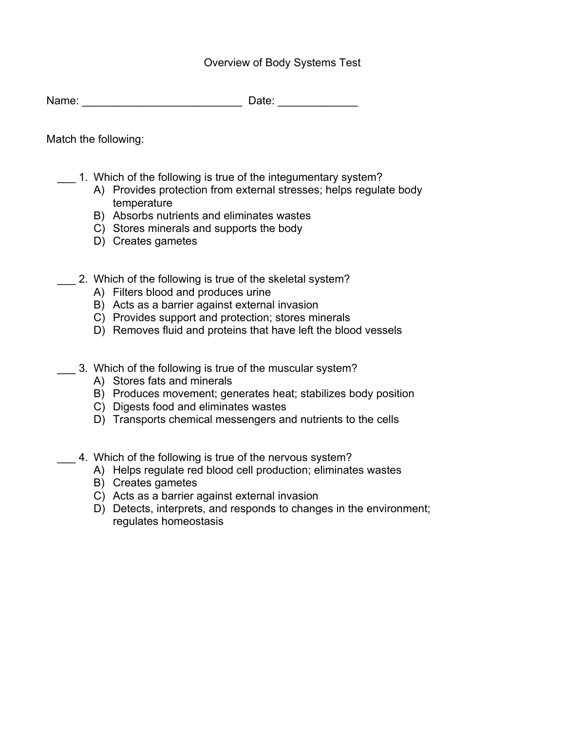# Overview of Body Systems Test

Name: __________________________ Date: _____________

Match the following:

___ 1. Which of the following is true of the integumentary system?
   A) Provides protection from external stresses; helps regulate body temperature
   B) Absorbs nutrients and eliminates wastes
   C) Stores minerals and supports the body
   D) Creates gametes

___ 2. Which of the following is true of the skeletal system?
   A) Filters blood and produces urine
   B) Acts as a barrier against external invasion
   C) Provides support and protection; stores minerals
   D) Removes fluid and proteins that have left the blood vessels

___ 3. Which of the following is true of the muscular system?
   A) Stores fats and minerals
   B) Produces movement; generates heat; stabilizes body position
   C) Digests food and eliminates wastes
   D) Transports chemical messengers and nutrients to the cells

___ 4. Which of the following is true of the nervous system?
   A) Helps regulate red blood cell production; eliminates wastes
   B) Creates gametes
   C) Acts as a barrier against external invasion
   D) Detects, interprets, and responds to changes in the environment; regulates homeostasis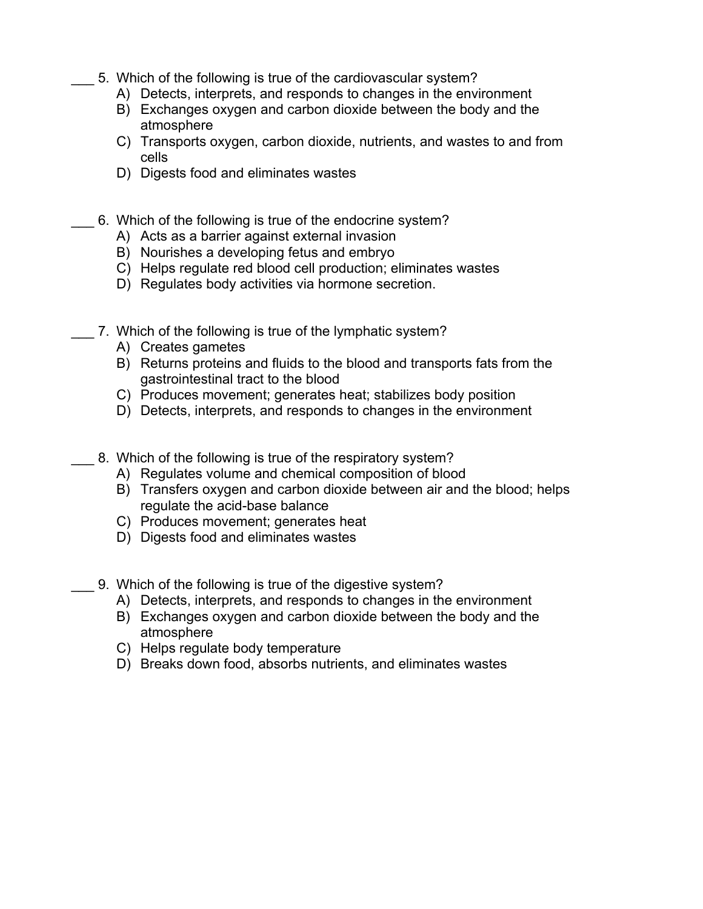___ 5. Which of the following is true of the cardiovascular system?

A) Detects, interprets, and responds to changes in the environment
B) Exchanges oxygen and carbon dioxide between the body and the atmosphere
C) Transports oxygen, carbon dioxide, nutrients, and wastes to and from cells
D) Digests food and eliminates wastes

___ 6. Which of the following is true of the endocrine system?

A) Acts as a barrier against external invasion
B) Nourishes a developing fetus and embryo
C) Helps regulate red blood cell production; eliminates wastes
D) Regulates body activities via hormone secretion.

___ 7. Which of the following is true of the lymphatic system?

A) Creates gametes
B) Returns proteins and fluids to the blood and transports fats from the gastrointestinal tract to the blood
C) Produces movement; generates heat; stabilizes body position
D) Detects, interprets, and responds to changes in the environment

___ 8. Which of the following is true of the respiratory system?

A) Regulates volume and chemical composition of blood
B) Transfers oxygen and carbon dioxide between air and the blood; helps regulate the acid-base balance
C) Produces movement; generates heat
D) Digests food and eliminates wastes

___ 9. Which of the following is true of the digestive system?

A) Detects, interprets, and responds to changes in the environment
B) Exchanges oxygen and carbon dioxide between the body and the atmosphere
C) Helps regulate body temperature
D) Breaks down food, absorbs nutrients, and eliminates wastes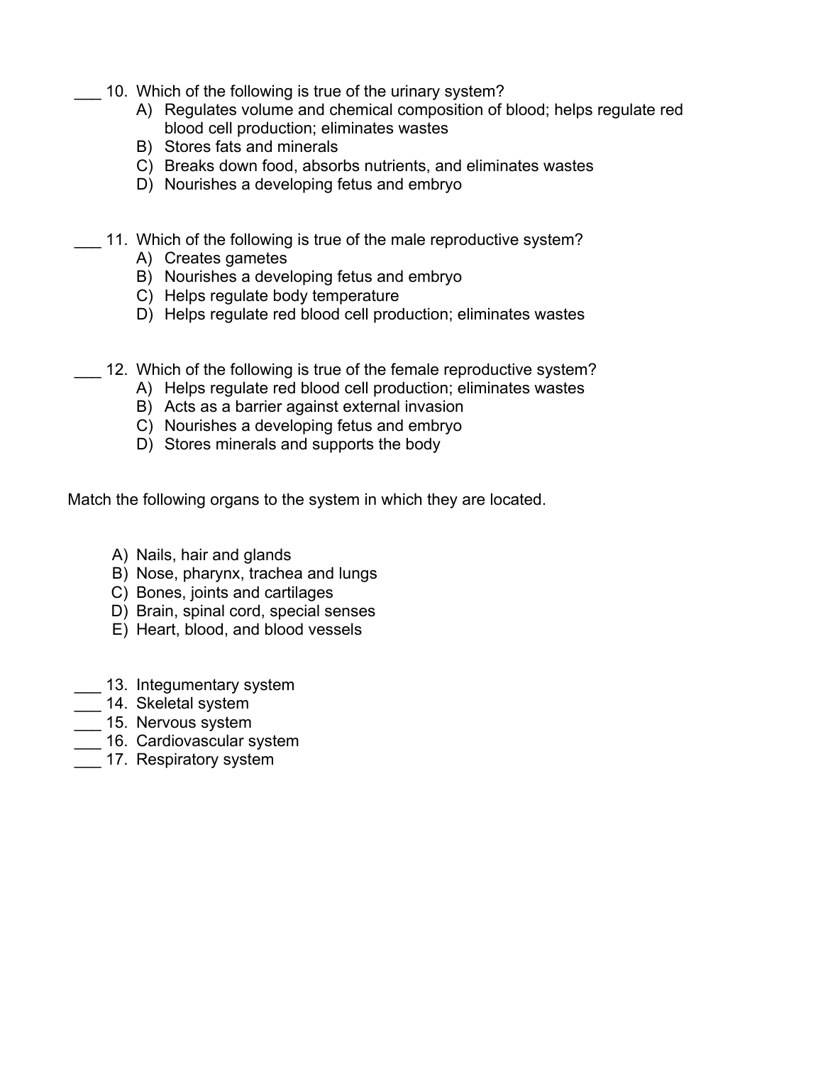___ 10. Which of the following is true of the urinary system?

A) Regulates volume and chemical composition of blood; helps regulate red blood cell production; eliminates wastes
B) Stores fats and minerals
C) Breaks down food, absorbs nutrients, and eliminates wastes
D) Nourishes a developing fetus and embryo

___ 11. Which of the following is true of the male reproductive system?

A) Creates gametes
B) Nourishes a developing fetus and embryo
C) Helps regulate body temperature
D) Helps regulate red blood cell production; eliminates wastes

___ 12. Which of the following is true of the female reproductive system?

A) Helps regulate red blood cell production; eliminates wastes
B) Acts as a barrier against external invasion
C) Nourishes a developing fetus and embryo
D) Stores minerals and supports the body

Match the following organs to the system in which they are located.

A) Nails, hair and glands
B) Nose, pharynx, trachea and lungs
C) Bones, joints and cartilages
D) Brain, spinal cord, special senses
E) Heart, blood, and blood vessels

___ 13. Integumentary system
___ 14. Skeletal system
___ 15. Nervous system
___ 16. Cardiovascular system
___ 17. Respiratory system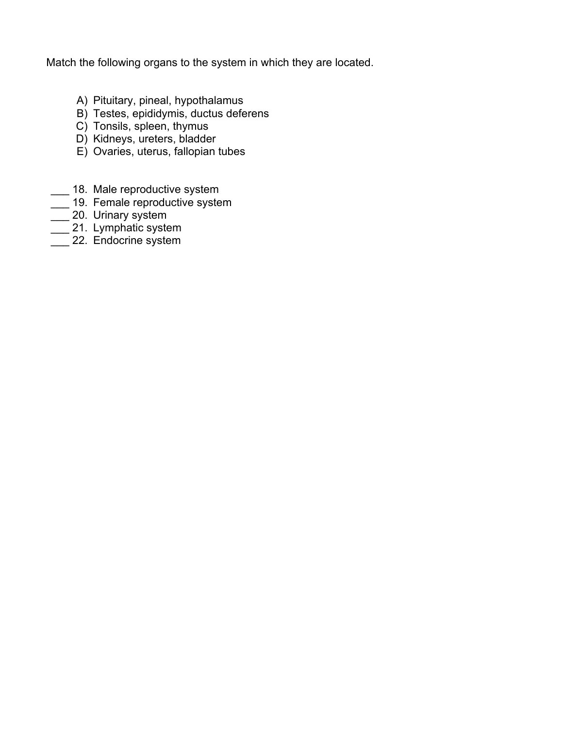Match the following organs to the system in which they are located.

A) Pituitary, pineal, hypothalamus
B) Testes, epididymis, ductus deferens
C) Tonsils, spleen, thymus
D) Kidneys, ureters, bladder
E) Ovaries, uterus, fallopian tubes

___ 18. Male reproductive system
___ 19. Female reproductive system
___ 20. Urinary system
___ 21. Lymphatic system
___ 22. Endocrine system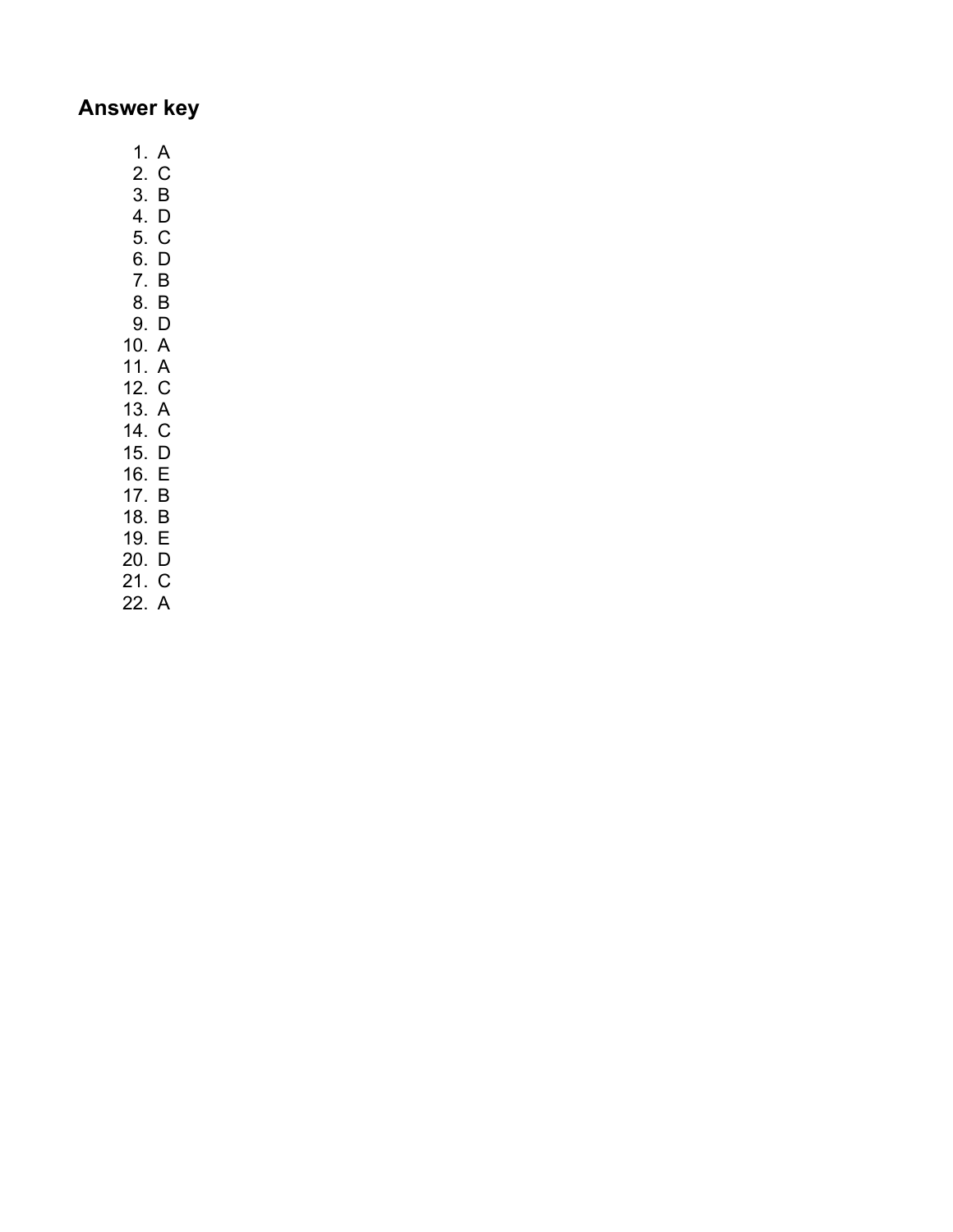## Answer key

1. A
2. C
3. B
4. D
5. C
6. D
7. B
8. B
9. D
10. A
11. A
12. C
13. A
14. C
15. D
16. E
17. B
18. B
19. E
20. D
21. C
22. A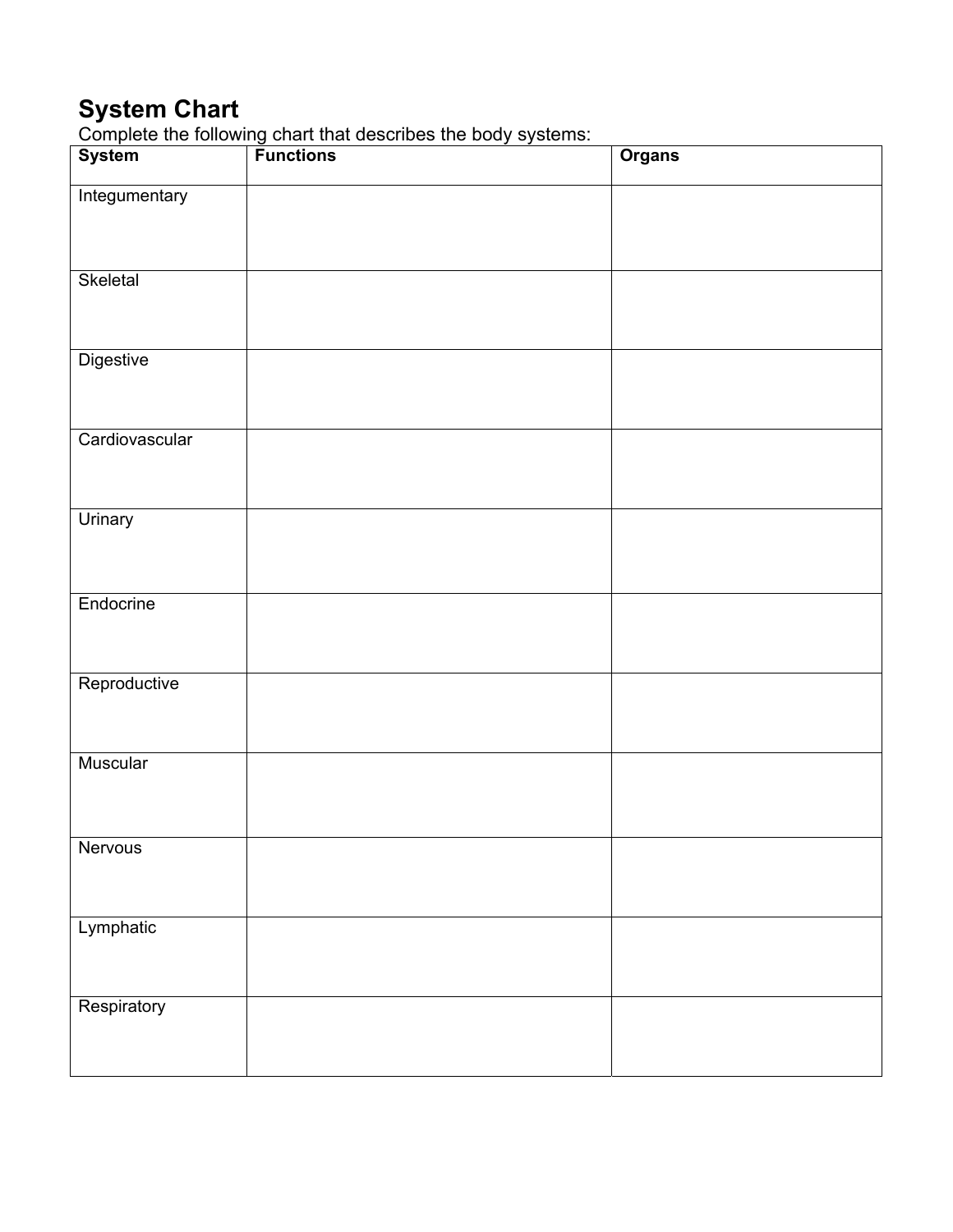# System Chart

Complete the following chart that describes the body systems:

| System | Functions | Organs |
| --- | --- | --- |
| Integumentary | | |
| Skeletal | | |
| Digestive | | |
| Cardiovascular | | |
| Urinary | | |
| Endocrine | | |
| Reproductive | | |
| Muscular | | |
| Nervous | | |
| Lymphatic | | |
| Respiratory | | |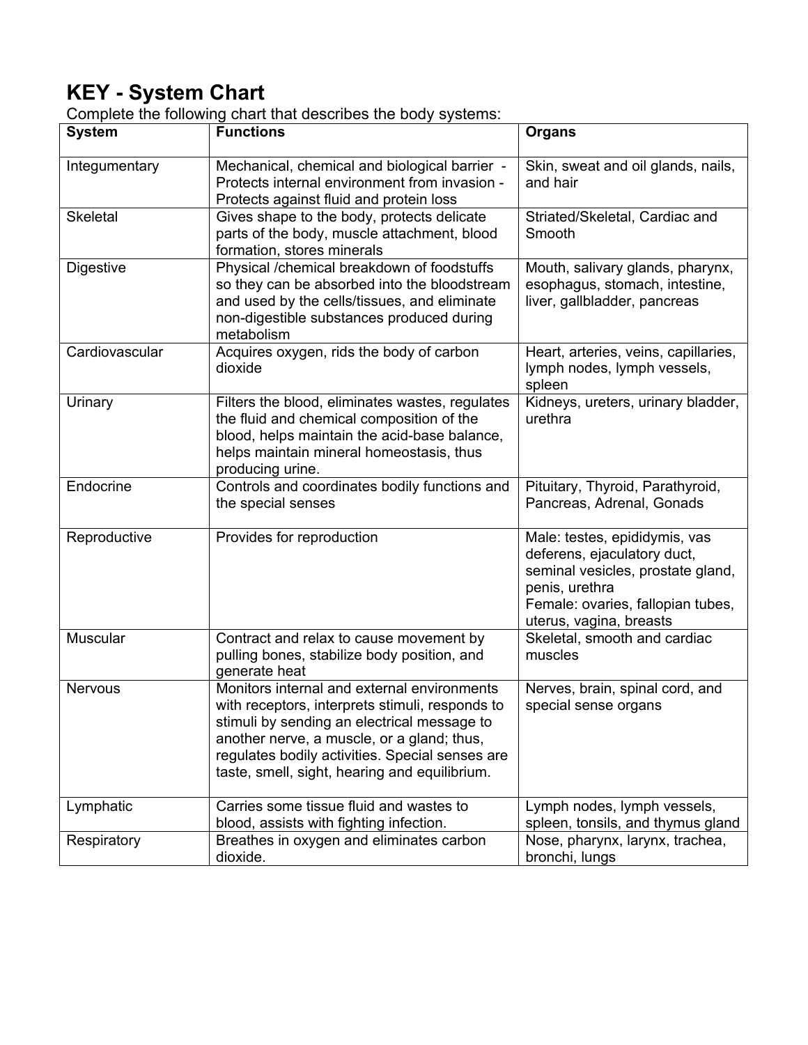# KEY - System Chart

Complete the following chart that describes the body systems:

| System | Functions | Organs |
|---|---|---|
| Integumentary | Mechanical, chemical and biological barrier - Protects internal environment from invasion - Protects against fluid and protein loss | Skin, sweat and oil glands, nails, and hair |
| Skeletal | Gives shape to the body, protects delicate parts of the body, muscle attachment, blood formation, stores minerals | Striated/Skeletal, Cardiac and Smooth |
| Digestive | Physical /chemical breakdown of foodstuffs so they can be absorbed into the bloodstream and used by the cells/tissues, and eliminate non-digestible substances produced during metabolism | Mouth, salivary glands, pharynx, esophagus, stomach, intestine, liver, gallbladder, pancreas |
| Cardiovascular | Acquires oxygen, rids the body of carbon dioxide | Heart, arteries, veins, capillaries, lymph nodes, lymph vessels, spleen |
| Urinary | Filters the blood, eliminates wastes, regulates the fluid and chemical composition of the blood, helps maintain the acid-base balance, helps maintain mineral homeostasis, thus producing urine. | Kidneys, ureters, urinary bladder, urethra |
| Endocrine | Controls and coordinates bodily functions and the special senses | Pituitary, Thyroid, Parathyroid, Pancreas, Adrenal, Gonads |
| Reproductive | Provides for reproduction | Male: testes, epididymis, vas deferens, ejaculatory duct, seminal vesicles, prostate gland, penis, urethra<br>Female: ovaries, fallopian tubes, uterus, vagina, breasts |
| Muscular | Contract and relax to cause movement by pulling bones, stabilize body position, and generate heat | Skeletal, smooth and cardiac muscles |
| Nervous | Monitors internal and external environments with receptors, interprets stimuli, responds to stimuli by sending an electrical message to another nerve, a muscle, or a gland; thus, regulates bodily activities. Special senses are taste, smell, sight, hearing and equilibrium. | Nerves, brain, spinal cord, and special sense organs |
| Lymphatic | Carries some tissue fluid and wastes to blood, assists with fighting infection. | Lymph nodes, lymph vessels, spleen, tonsils, and thymus gland |
| Respiratory | Breathes in oxygen and eliminates carbon dioxide. | Nose, pharynx, larynx, trachea, bronchi, lungs |